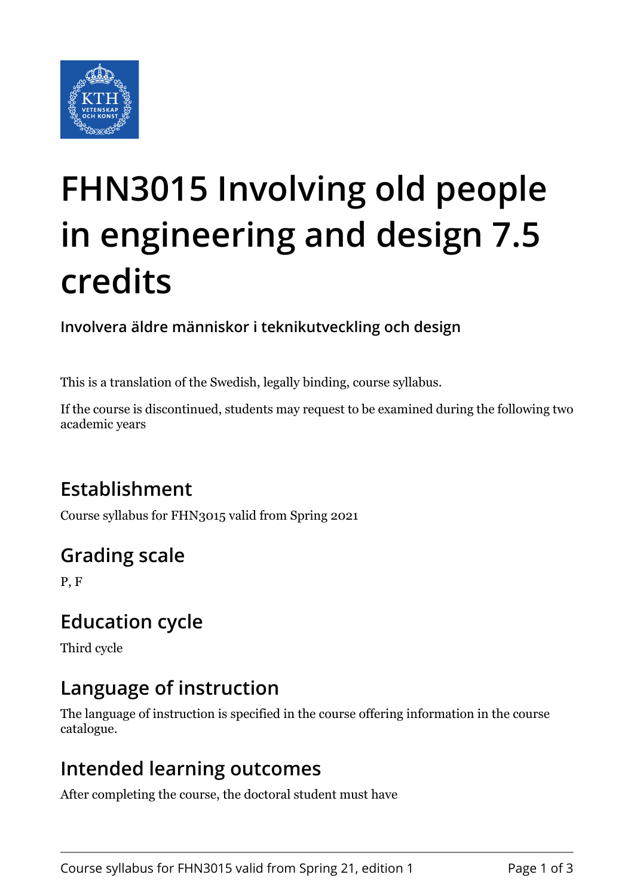# FHN3015 Involving old people in engineering and design 7.5 credits

**Involvera äldre människor i teknikutveckling och design**

This is a translation of the Swedish, legally binding, course syllabus.

If the course is discontinued, students may request to be examined during the following two academic years

## Establishment

Course syllabus for FHN3015 valid from Spring 2021

## Grading scale

P, F

## Education cycle

Third cycle

## Language of instruction

The language of instruction is specified in the course offering information in the course catalogue.

## Intended learning outcomes

After completing the course, the doctoral student must have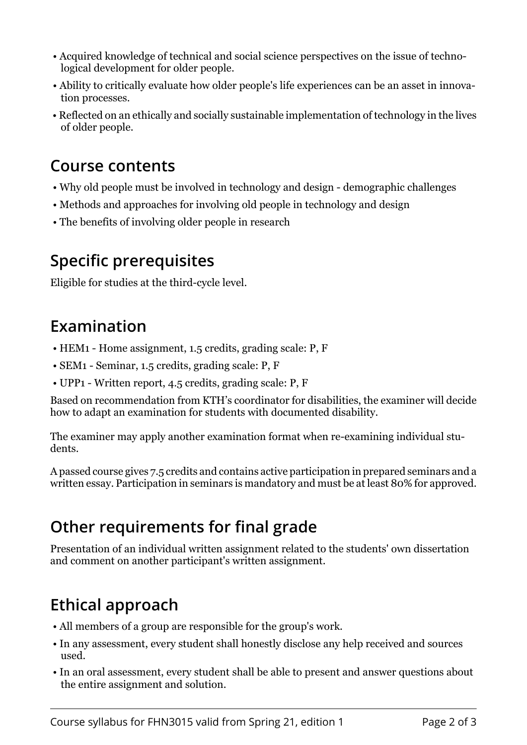- Acquired knowledge of technical and social science perspectives on the issue of technological development for older people.
- Ability to critically evaluate how older people's life experiences can be an asset in innovation processes.
- Reflected on an ethically and socially sustainable implementation of technology in the lives of older people.

## Course contents

- Why old people must be involved in technology and design - demographic challenges
- Methods and approaches for involving old people in technology and design
- The benefits of involving older people in research

## Specific prerequisites

Eligible for studies at the third-cycle level.

## Examination

- HEM1 - Home assignment, 1.5 credits, grading scale: P, F
- SEM1 - Seminar, 1.5 credits, grading scale: P, F
- UPP1 - Written report, 4.5 credits, grading scale: P, F

Based on recommendation from KTH's coordinator for disabilities, the examiner will decide how to adapt an examination for students with documented disability.

The examiner may apply another examination format when re-examining individual students.

A passed course gives 7.5 credits and contains active participation in prepared seminars and a written essay. Participation in seminars is mandatory and must be at least 80% for approved.

## Other requirements for final grade

Presentation of an individual written assignment related to the students' own dissertation and comment on another participant's written assignment.

## Ethical approach

- All members of a group are responsible for the group's work.
- In any assessment, every student shall honestly disclose any help received and sources used.
- In an oral assessment, every student shall be able to present and answer questions about the entire assignment and solution.